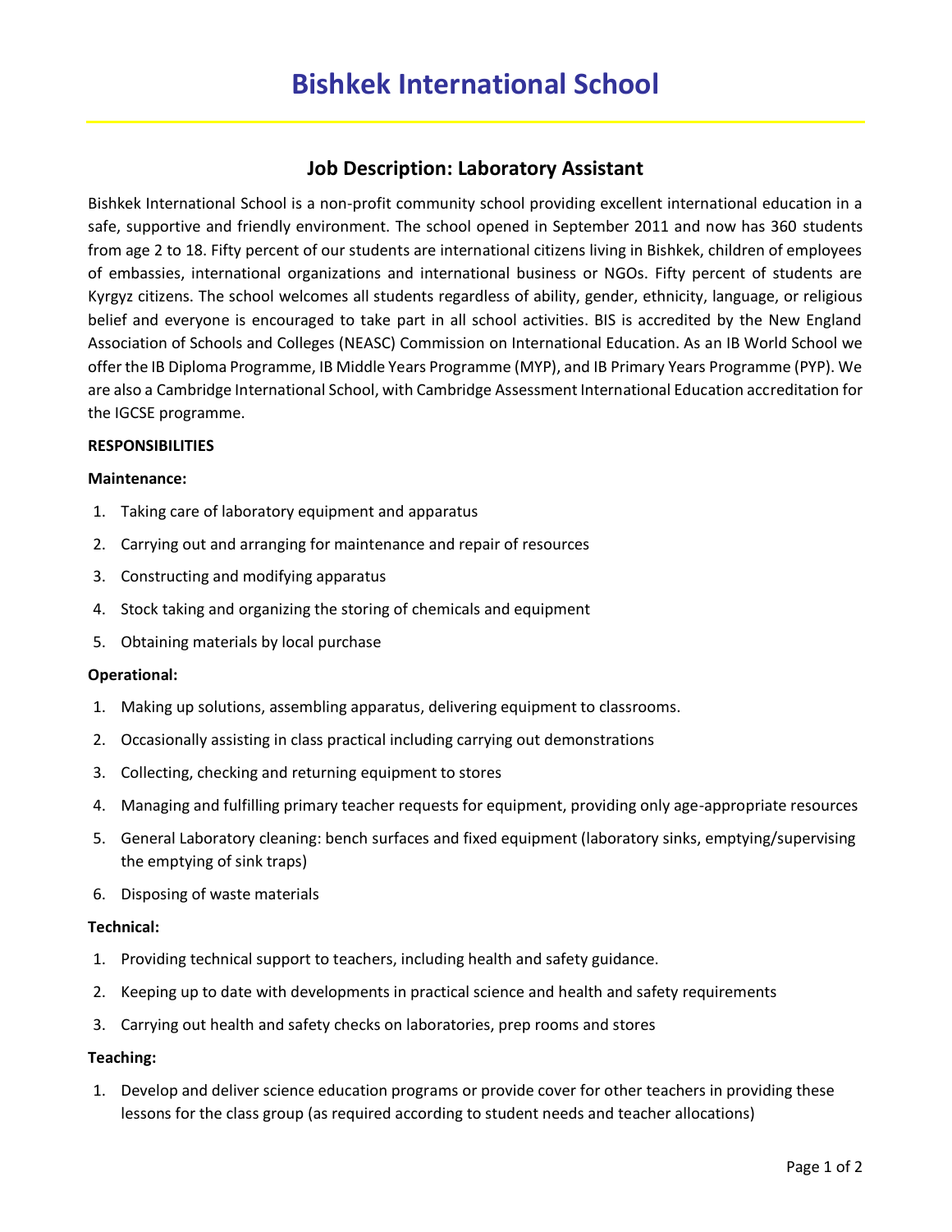# Bishkek International School

## Job Description: Laboratory Assistant

Bishkek International School is a non-profit community school providing excellent international education in a safe, supportive and friendly environment. The school opened in September 2011 and now has 360 students from age 2 to 18. Fifty percent of our students are international citizens living in Bishkek, children of employees of embassies, international organizations and international business or NGOs. Fifty percent of students are Kyrgyz citizens. The school welcomes all students regardless of ability, gender, ethnicity, language, or religious belief and everyone is encouraged to take part in all school activities. BIS is accredited by the New England Association of Schools and Colleges (NEASC) Commission on International Education. As an IB World School we offer the IB Diploma Programme, IB Middle Years Programme (MYP), and IB Primary Years Programme (PYP). We are also a Cambridge International School, with Cambridge Assessment International Education accreditation for the IGCSE programme.

**RESPONSIBILITIES**

**Maintenance:**

1. Taking care of laboratory equipment and apparatus
2. Carrying out and arranging for maintenance and repair of resources
3. Constructing and modifying apparatus
4. Stock taking and organizing the storing of chemicals and equipment
5. Obtaining materials by local purchase

**Operational:**

1. Making up solutions, assembling apparatus, delivering equipment to classrooms.
2. Occasionally assisting in class practical including carrying out demonstrations
3. Collecting, checking and returning equipment to stores
4. Managing and fulfilling primary teacher requests for equipment, providing only age-appropriate resources
5. General Laboratory cleaning: bench surfaces and fixed equipment (laboratory sinks, emptying/supervising the emptying of sink traps)
6. Disposing of waste materials

**Technical:**

1. Providing technical support to teachers, including health and safety guidance.
2. Keeping up to date with developments in practical science and health and safety requirements
3. Carrying out health and safety checks on laboratories, prep rooms and stores

**Teaching:**

1. Develop and deliver science education programs or provide cover for other teachers in providing these lessons for the class group (as required according to student needs and teacher allocations)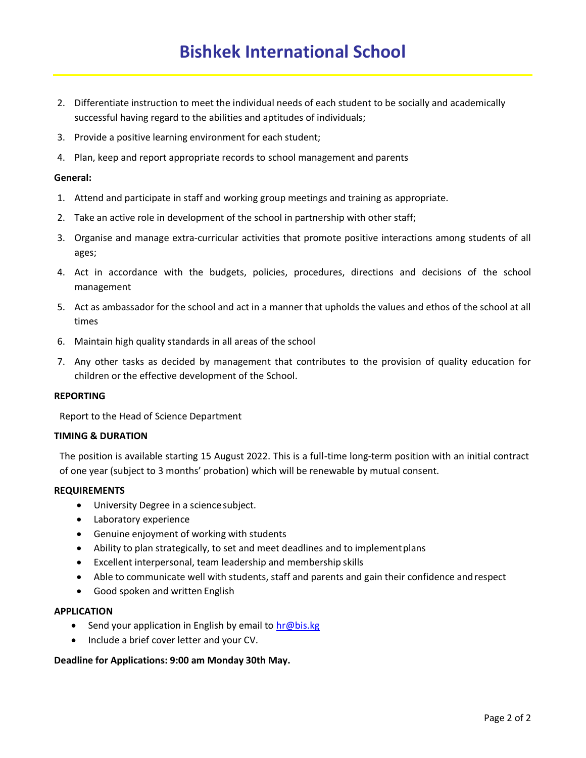2. Differentiate instruction to meet the individual needs of each student to be socially and academically successful having regard to the abilities and aptitudes of individuals;
3. Provide a positive learning environment for each student;
4. Plan, keep and report appropriate records to school management and parents

**General:**

1. Attend and participate in staff and working group meetings and training as appropriate.
2. Take an active role in development of the school in partnership with other staff;
3. Organise and manage extra-curricular activities that promote positive interactions among students of all ages;
4. Act in accordance with the budgets, policies, procedures, directions and decisions of the school management
5. Act as ambassador for the school and act in a manner that upholds the values and ethos of the school at all times
6. Maintain high quality standards in all areas of the school
7. Any other tasks as decided by management that contributes to the provision of quality education for children or the effective development of the School.

**REPORTING**

Report to the Head of Science Department

**TIMING & DURATION**

The position is available starting 15 August 2022. This is a full-time long-term position with an initial contract of one year (subject to 3 months' probation) which will be renewable by mutual consent.

**REQUIREMENTS**

- University Degree in a science subject.
- Laboratory experience
- Genuine enjoyment of working with students
- Ability to plan strategically, to set and meet deadlines and to implement plans
- Excellent interpersonal, team leadership and membership skills
- Able to communicate well with students, staff and parents and gain their confidence and respect
- Good spoken and written English

**APPLICATION**

- Send your application in English by email to hr@bis.kg
- Include a brief cover letter and your CV.

**Deadline for Applications: 9:00 am Monday 30th May.**